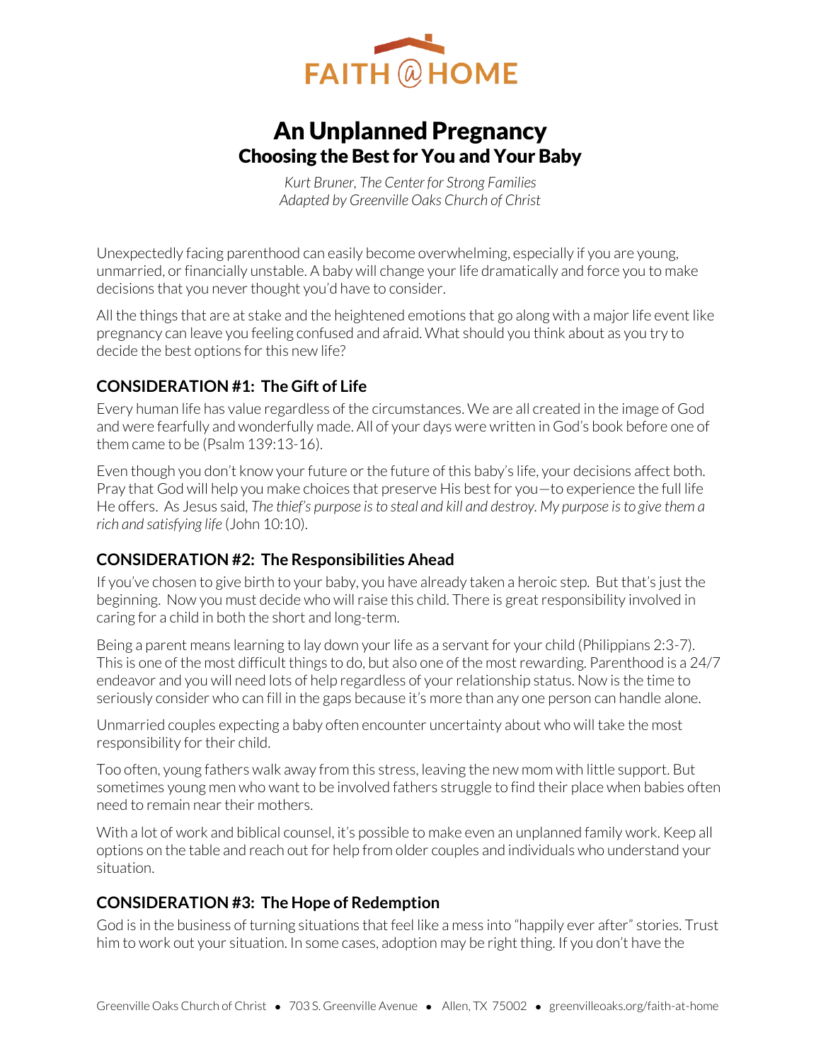FAITH @ HOME

# An Unplanned Pregnancy

## Choosing the Best for You and Your Baby

*Kurt Bruner, The Center for Strong Families*
*Adapted by Greenville Oaks Church of Christ*

Unexpectedly facing parenthood can easily become overwhelming, especially if you are young, unmarried, or financially unstable. A baby will change your life dramatically and force you to make decisions that you never thought you'd have to consider.

All the things that are at stake and the heightened emotions that go along with a major life event like pregnancy can leave you feeling confused and afraid. What should you think about as you try to decide the best options for this new life?

### CONSIDERATION #1: The Gift of Life

Every human life has value regardless of the circumstances. We are all created in the image of God and were fearfully and wonderfully made. All of your days were written in God's book before one of them came to be (Psalm 139:13-16).

Even though you don't know your future or the future of this baby's life, your decisions affect both. Pray that God will help you make choices that preserve His best for you—to experience the full life He offers. As Jesus said, *The thief's purpose is to steal and kill and destroy. My purpose is to give them a rich and satisfying life* (John 10:10).

### CONSIDERATION #2: The Responsibilities Ahead

If you've chosen to give birth to your baby, you have already taken a heroic step. But that's just the beginning. Now you must decide who will raise this child. There is great responsibility involved in caring for a child in both the short and long-term.

Being a parent means learning to lay down your life as a servant for your child (Philippians 2:3-7). This is one of the most difficult things to do, but also one of the most rewarding. Parenthood is a 24/7 endeavor and you will need lots of help regardless of your relationship status. Now is the time to seriously consider who can fill in the gaps because it's more than any one person can handle alone.

Unmarried couples expecting a baby often encounter uncertainty about who will take the most responsibility for their child.

Too often, young fathers walk away from this stress, leaving the new mom with little support. But sometimes young men who want to be involved fathers struggle to find their place when babies often need to remain near their mothers.

With a lot of work and biblical counsel, it's possible to make even an unplanned family work. Keep all options on the table and reach out for help from older couples and individuals who understand your situation.

### CONSIDERATION #3: The Hope of Redemption

God is in the business of turning situations that feel like a mess into "happily ever after" stories. Trust him to work out your situation. In some cases, adoption may be right thing. If you don't have the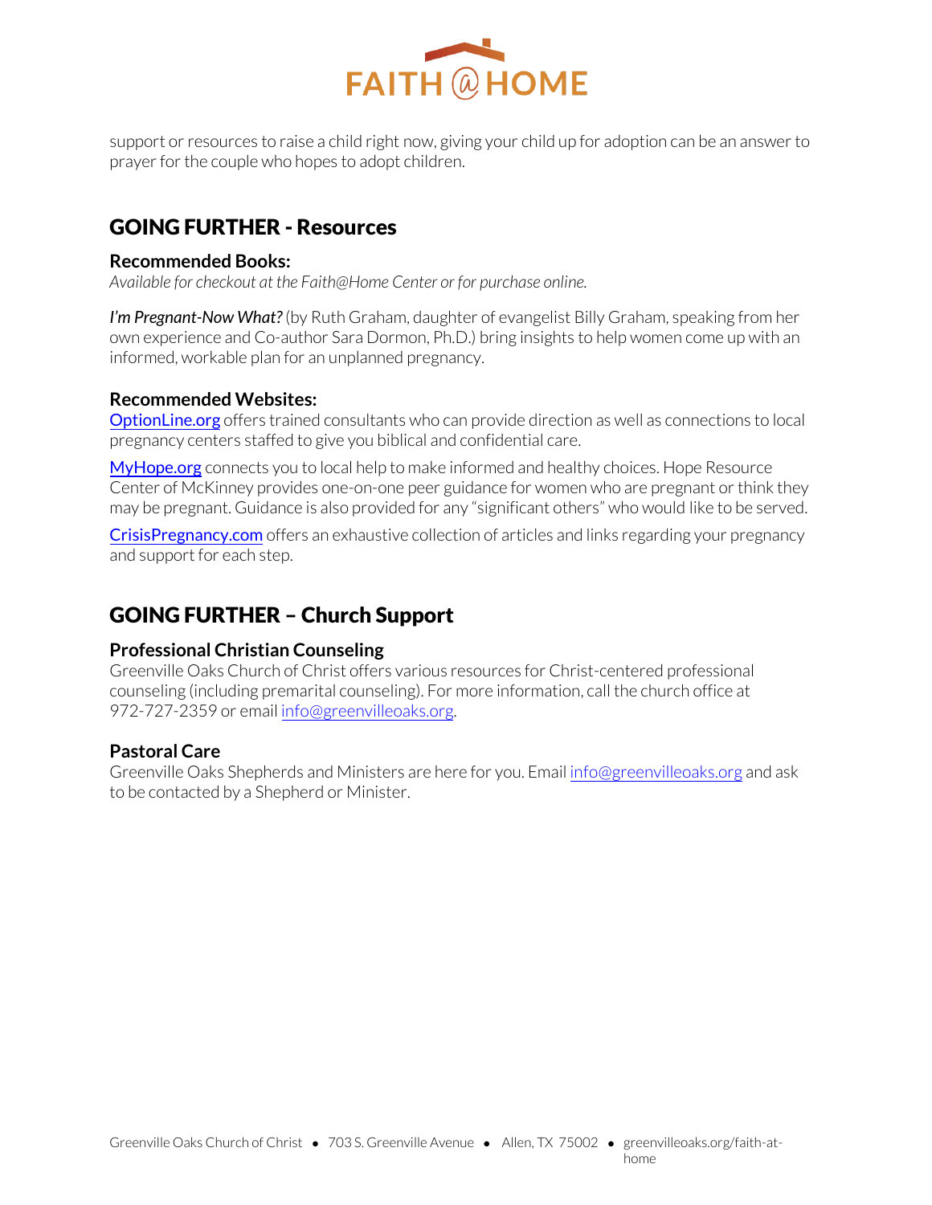support or resources to raise a child right now, giving your child up for adoption can be an answer to prayer for the couple who hopes to adopt children.

## GOING FURTHER - Resources

### Recommended Books:

*Available for checkout at the Faith@Home Center or for purchase online.*

***I'm Pregnant-Now What?*** (by Ruth Graham, daughter of evangelist Billy Graham, speaking from her own experience and Co-author Sara Dormon, Ph.D.) bring insights to help women come up with an informed, workable plan for an unplanned pregnancy.

### Recommended Websites:

OptionLine.org offers trained consultants who can provide direction as well as connections to local pregnancy centers staffed to give you biblical and confidential care.

MyHope.org connects you to local help to make informed and healthy choices. Hope Resource Center of McKinney provides one-on-one peer guidance for women who are pregnant or think they may be pregnant. Guidance is also provided for any "significant others" who would like to be served.

CrisisPregnancy.com offers an exhaustive collection of articles and links regarding your pregnancy and support for each step.

## GOING FURTHER – Church Support

### Professional Christian Counseling

Greenville Oaks Church of Christ offers various resources for Christ-centered professional counseling (including premarital counseling). For more information, call the church office at 972-727-2359 or email info@greenvilleoaks.org.

### Pastoral Care

Greenville Oaks Shepherds and Ministers are here for you. Email info@greenvilleoaks.org and ask to be contacted by a Shepherd or Minister.